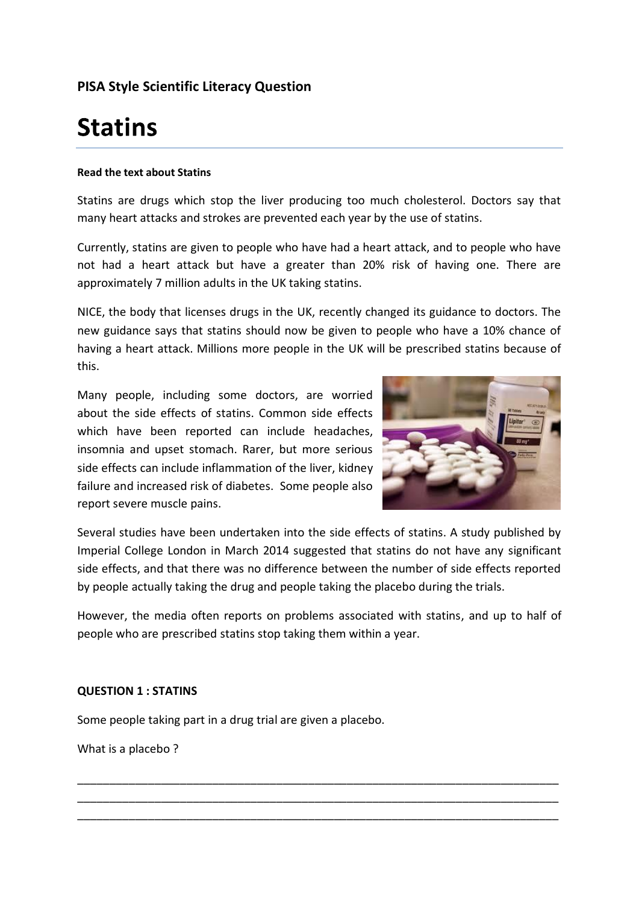## PISA Style Scientific Literacy Question

# Statins

**Read the text about Statins**

Statins are drugs which stop the liver producing too much cholesterol. Doctors say that many heart attacks and strokes are prevented each year by the use of statins.

Currently, statins are given to people who have had a heart attack, and to people who have not had a heart attack but have a greater than 20% risk of having one. There are approximately 7 million adults in the UK taking statins.

NICE, the body that licenses drugs in the UK, recently changed its guidance to doctors. The new guidance says that statins should now be given to people who have a 10% chance of having a heart attack. Millions more people in the UK will be prescribed statins because of this.

Many people, including some doctors, are worried about the side effects of statins. Common side effects which have been reported can include headaches, insomnia and upset stomach. Rarer, but more serious side effects can include inflammation of the liver, kidney failure and increased risk of diabetes. Some people also report severe muscle pains.

Several studies have been undertaken into the side effects of statins. A study published by Imperial College London in March 2014 suggested that statins do not have any significant side effects, and that there was no difference between the number of side effects reported by people actually taking the drug and people taking the placebo during the trials.

However, the media often reports on problems associated with statins, and up to half of people who are prescribed statins stop taking them within a year.

**QUESTION 1 : STATINS**

Some people taking part in a drug trial are given a placebo.

What is a placebo ?

_______________________________________________________________________________

_______________________________________________________________________________

_______________________________________________________________________________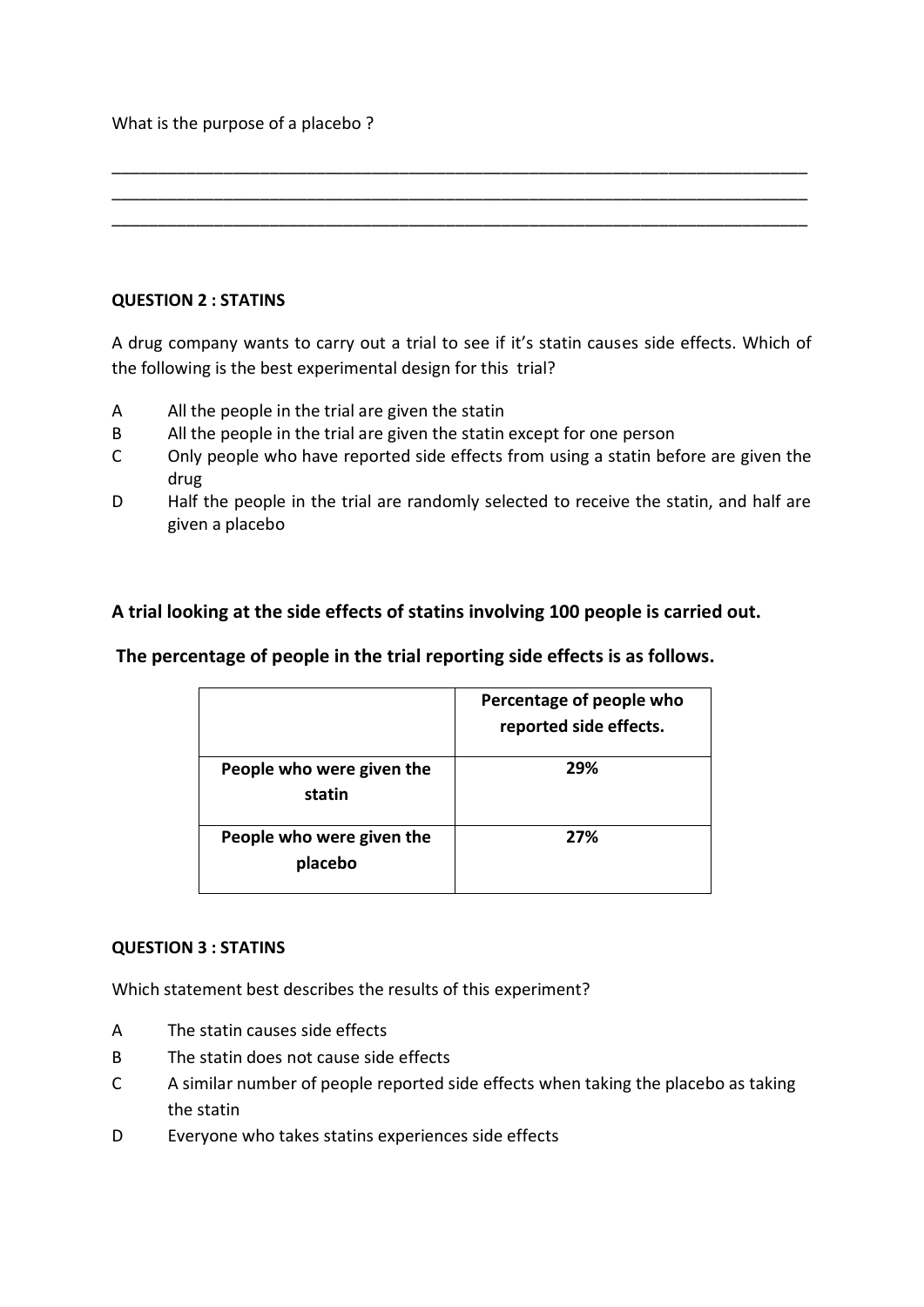What is the purpose of a placebo ?

________________________________________________________________________________
________________________________________________________________________________
________________________________________________________________________________

**QUESTION 2 : STATINS**

A drug company wants to carry out a trial to see if it's statin causes side effects. Which of the following is the best experimental design for this trial?

A All the people in the trial are given the statin

B All the people in the trial are given the statin except for one person

C Only people who have reported side effects from using a statin before are given the drug

D Half the people in the trial are randomly selected to receive the statin, and half are given a placebo

**A trial looking at the side effects of statins involving 100 people is carried out.**

**The percentage of people in the trial reporting side effects is as follows.**

| | **Percentage of people who reported side effects.** |
|---|---|
| **People who were given the statin** | **29%** |
| **People who were given the placebo** | **27%** |

**QUESTION 3 : STATINS**

Which statement best describes the results of this experiment?

A The statin causes side effects

B The statin does not cause side effects

C A similar number of people reported side effects when taking the placebo as taking the statin

D Everyone who takes statins experiences side effects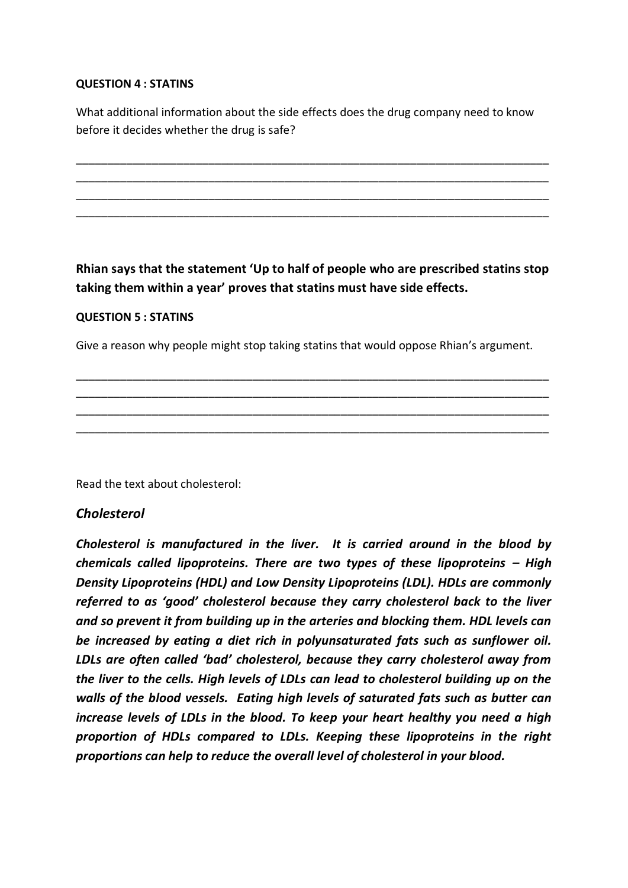**QUESTION 4 : STATINS**

What additional information about the side effects does the drug company need to know before it decides whether the drug is safe?

\_\_\_\_\_\_\_\_\_\_\_\_\_\_\_\_\_\_\_\_\_\_\_\_\_\_\_\_\_\_\_\_\_\_\_\_\_\_\_\_\_\_\_\_\_\_\_\_\_\_\_\_\_\_\_\_\_\_\_\_\_\_\_\_\_\_\_\_\_\_\_\_\_\_\_\_\_\_

\_\_\_\_\_\_\_\_\_\_\_\_\_\_\_\_\_\_\_\_\_\_\_\_\_\_\_\_\_\_\_\_\_\_\_\_\_\_\_\_\_\_\_\_\_\_\_\_\_\_\_\_\_\_\_\_\_\_\_\_\_\_\_\_\_\_\_\_\_\_\_\_\_\_\_\_\_\_

\_\_\_\_\_\_\_\_\_\_\_\_\_\_\_\_\_\_\_\_\_\_\_\_\_\_\_\_\_\_\_\_\_\_\_\_\_\_\_\_\_\_\_\_\_\_\_\_\_\_\_\_\_\_\_\_\_\_\_\_\_\_\_\_\_\_\_\_\_\_\_\_\_\_\_\_\_\_

\_\_\_\_\_\_\_\_\_\_\_\_\_\_\_\_\_\_\_\_\_\_\_\_\_\_\_\_\_\_\_\_\_\_\_\_\_\_\_\_\_\_\_\_\_\_\_\_\_\_\_\_\_\_\_\_\_\_\_\_\_\_\_\_\_\_\_\_\_\_\_\_\_\_\_\_\_\_

**Rhian says that the statement 'Up to half of people who are prescribed statins stop taking them within a year' proves that statins must have side effects.**

**QUESTION 5 : STATINS**

Give a reason why people might stop taking statins that would oppose Rhian's argument.

\_\_\_\_\_\_\_\_\_\_\_\_\_\_\_\_\_\_\_\_\_\_\_\_\_\_\_\_\_\_\_\_\_\_\_\_\_\_\_\_\_\_\_\_\_\_\_\_\_\_\_\_\_\_\_\_\_\_\_\_\_\_\_\_\_\_\_\_\_\_\_\_\_\_\_\_\_\_

\_\_\_\_\_\_\_\_\_\_\_\_\_\_\_\_\_\_\_\_\_\_\_\_\_\_\_\_\_\_\_\_\_\_\_\_\_\_\_\_\_\_\_\_\_\_\_\_\_\_\_\_\_\_\_\_\_\_\_\_\_\_\_\_\_\_\_\_\_\_\_\_\_\_\_\_\_\_

\_\_\_\_\_\_\_\_\_\_\_\_\_\_\_\_\_\_\_\_\_\_\_\_\_\_\_\_\_\_\_\_\_\_\_\_\_\_\_\_\_\_\_\_\_\_\_\_\_\_\_\_\_\_\_\_\_\_\_\_\_\_\_\_\_\_\_\_\_\_\_\_\_\_\_\_\_\_

\_\_\_\_\_\_\_\_\_\_\_\_\_\_\_\_\_\_\_\_\_\_\_\_\_\_\_\_\_\_\_\_\_\_\_\_\_\_\_\_\_\_\_\_\_\_\_\_\_\_\_\_\_\_\_\_\_\_\_\_\_\_\_\_\_\_\_\_\_\_\_\_\_\_\_\_\_\_

Read the text about cholesterol:

## *Cholesterol*

***Cholesterol is manufactured in the liver. It is carried around in the blood by chemicals called lipoproteins. There are two types of these lipoproteins – High Density Lipoproteins (HDL) and Low Density Lipoproteins (LDL). HDLs are commonly referred to as 'good' cholesterol because they carry cholesterol back to the liver and so prevent it from building up in the arteries and blocking them. HDL levels can be increased by eating a diet rich in polyunsaturated fats such as sunflower oil. LDLs are often called 'bad' cholesterol, because they carry cholesterol away from the liver to the cells. High levels of LDLs can lead to cholesterol building up on the walls of the blood vessels. Eating high levels of saturated fats such as butter can increase levels of LDLs in the blood. To keep your heart healthy you need a high proportion of HDLs compared to LDLs. Keeping these lipoproteins in the right proportions can help to reduce the overall level of cholesterol in your blood.***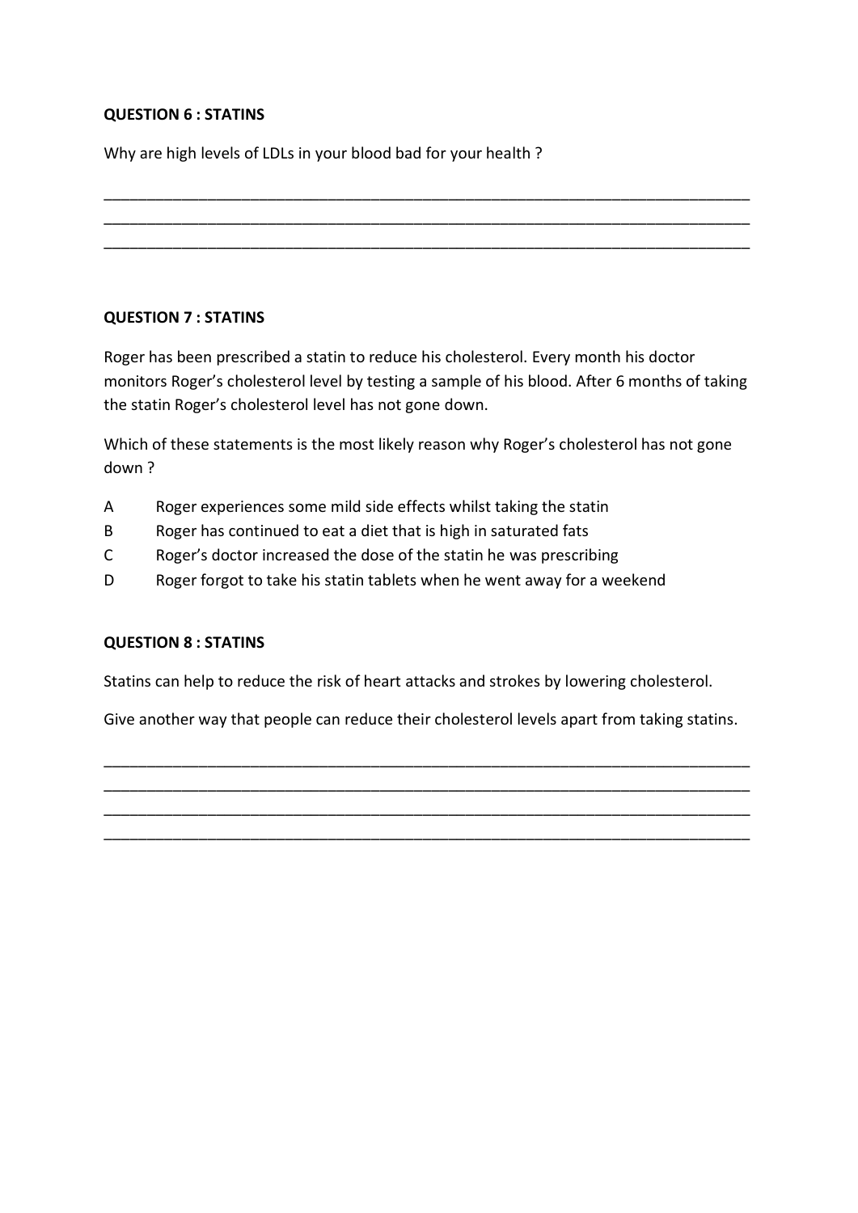**QUESTION 6 : STATINS**

Why are high levels of LDLs in your blood bad for your health ?

______________________________________________________________________________
______________________________________________________________________________
______________________________________________________________________________

**QUESTION 7 : STATINS**

Roger has been prescribed a statin to reduce his cholesterol. Every month his doctor monitors Roger's cholesterol level by testing a sample of his blood. After 6 months of taking the statin Roger's cholesterol level has not gone down.

Which of these statements is the most likely reason why Roger's cholesterol has not gone down ?

A Roger experiences some mild side effects whilst taking the statin

B Roger has continued to eat a diet that is high in saturated fats

C Roger's doctor increased the dose of the statin he was prescribing

D Roger forgot to take his statin tablets when he went away for a weekend

**QUESTION 8 : STATINS**

Statins can help to reduce the risk of heart attacks and strokes by lowering cholesterol.

Give another way that people can reduce their cholesterol levels apart from taking statins.

______________________________________________________________________________
______________________________________________________________________________
______________________________________________________________________________
______________________________________________________________________________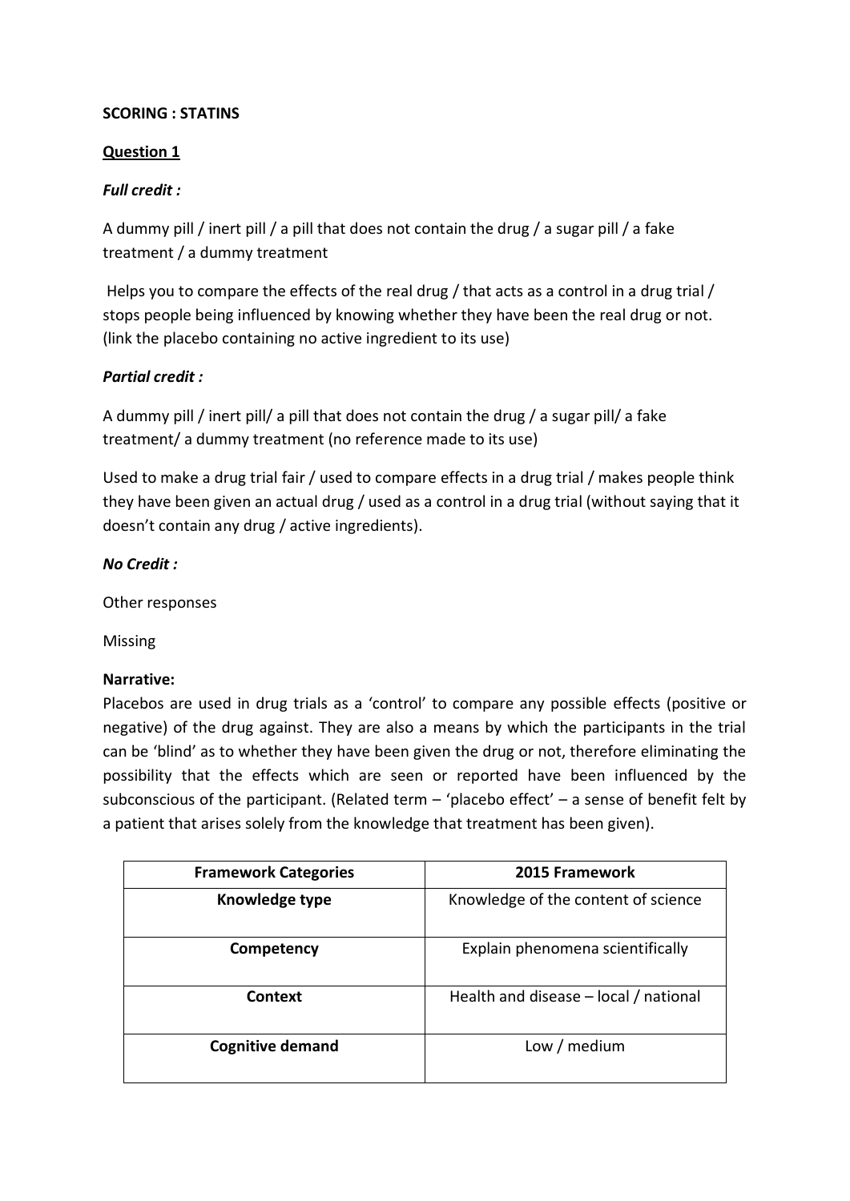**SCORING : STATINS**

**Question 1**

***Full credit :***

A dummy pill / inert pill / a pill that does not contain the drug / a sugar pill / a fake treatment / a dummy treatment

Helps you to compare the effects of the real drug / that acts as a control in a drug trial / stops people being influenced by knowing whether they have been the real drug or not. (link the placebo containing no active ingredient to its use)

***Partial credit :***

A dummy pill / inert pill/ a pill that does not contain the drug / a sugar pill/ a fake treatment/ a dummy treatment (no reference made to its use)

Used to make a drug trial fair / used to compare effects in a drug trial / makes people think they have been given an actual drug / used as a control in a drug trial (without saying that it doesn't contain any drug / active ingredients).

***No Credit :***

Other responses

Missing

**Narrative:**

Placebos are used in drug trials as a 'control' to compare any possible effects (positive or negative) of the drug against. They are also a means by which the participants in the trial can be 'blind' as to whether they have been given the drug or not, therefore eliminating the possibility that the effects which are seen or reported have been influenced by the subconscious of the participant. (Related term – 'placebo effect' – a sense of benefit felt by a patient that arises solely from the knowledge that treatment has been given).

| Framework Categories | 2015 Framework |
|---|---|
| **Knowledge type** | Knowledge of the content of science |
| **Competency** | Explain phenomena scientifically |
| **Context** | Health and disease – local / national |
| **Cognitive demand** | Low / medium |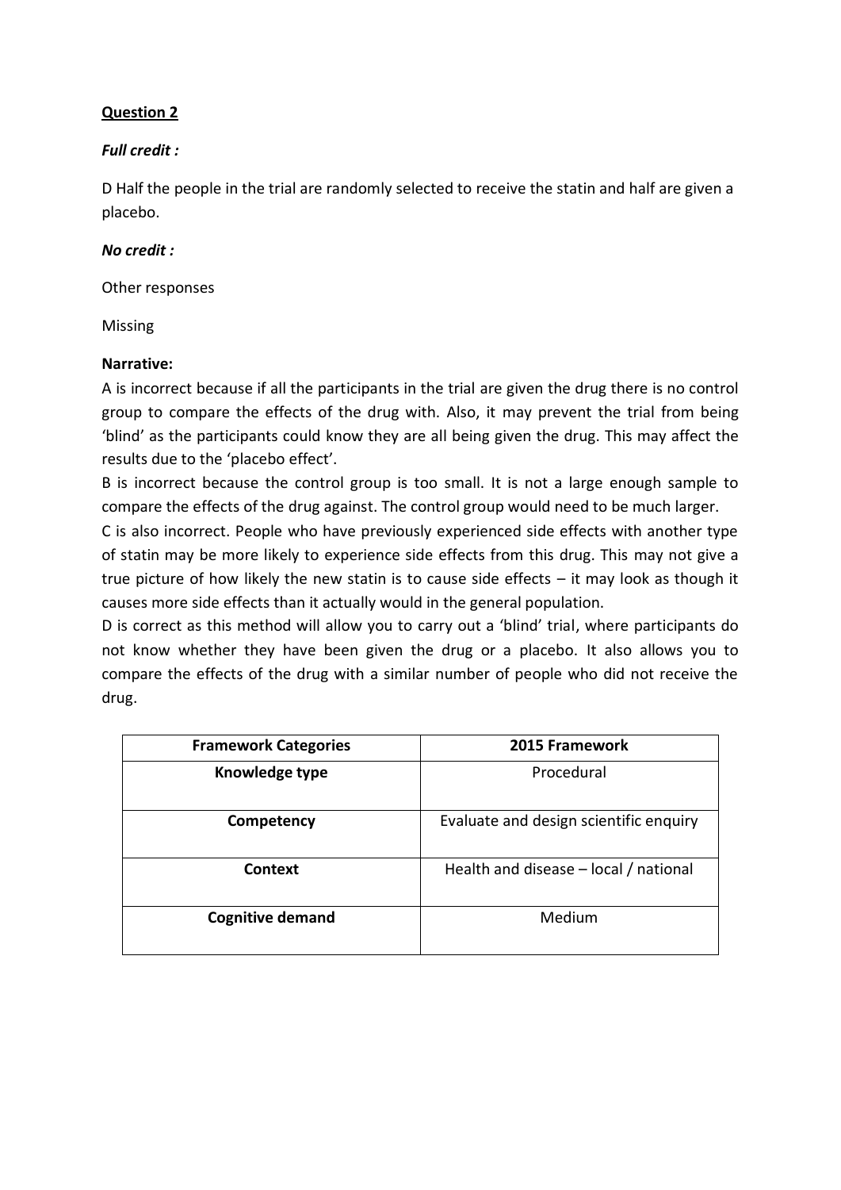**Question 2**

***Full credit :***

D Half the people in the trial are randomly selected to receive the statin and half are given a placebo.

***No credit :***

Other responses

Missing

**Narrative:**

A is incorrect because if all the participants in the trial are given the drug there is no control group to compare the effects of the drug with. Also, it may prevent the trial from being 'blind' as the participants could know they are all being given the drug. This may affect the results due to the 'placebo effect'.

B is incorrect because the control group is too small. It is not a large enough sample to compare the effects of the drug against. The control group would need to be much larger.

C is also incorrect. People who have previously experienced side effects with another type of statin may be more likely to experience side effects from this drug. This may not give a true picture of how likely the new statin is to cause side effects – it may look as though it causes more side effects than it actually would in the general population.

D is correct as this method will allow you to carry out a 'blind' trial, where participants do not know whether they have been given the drug or a placebo. It also allows you to compare the effects of the drug with a similar number of people who did not receive the drug.

| Framework Categories | 2015 Framework |
|---|---|
| **Knowledge type** | Procedural |
| **Competency** | Evaluate and design scientific enquiry |
| **Context** | Health and disease – local / national |
| **Cognitive demand** | Medium |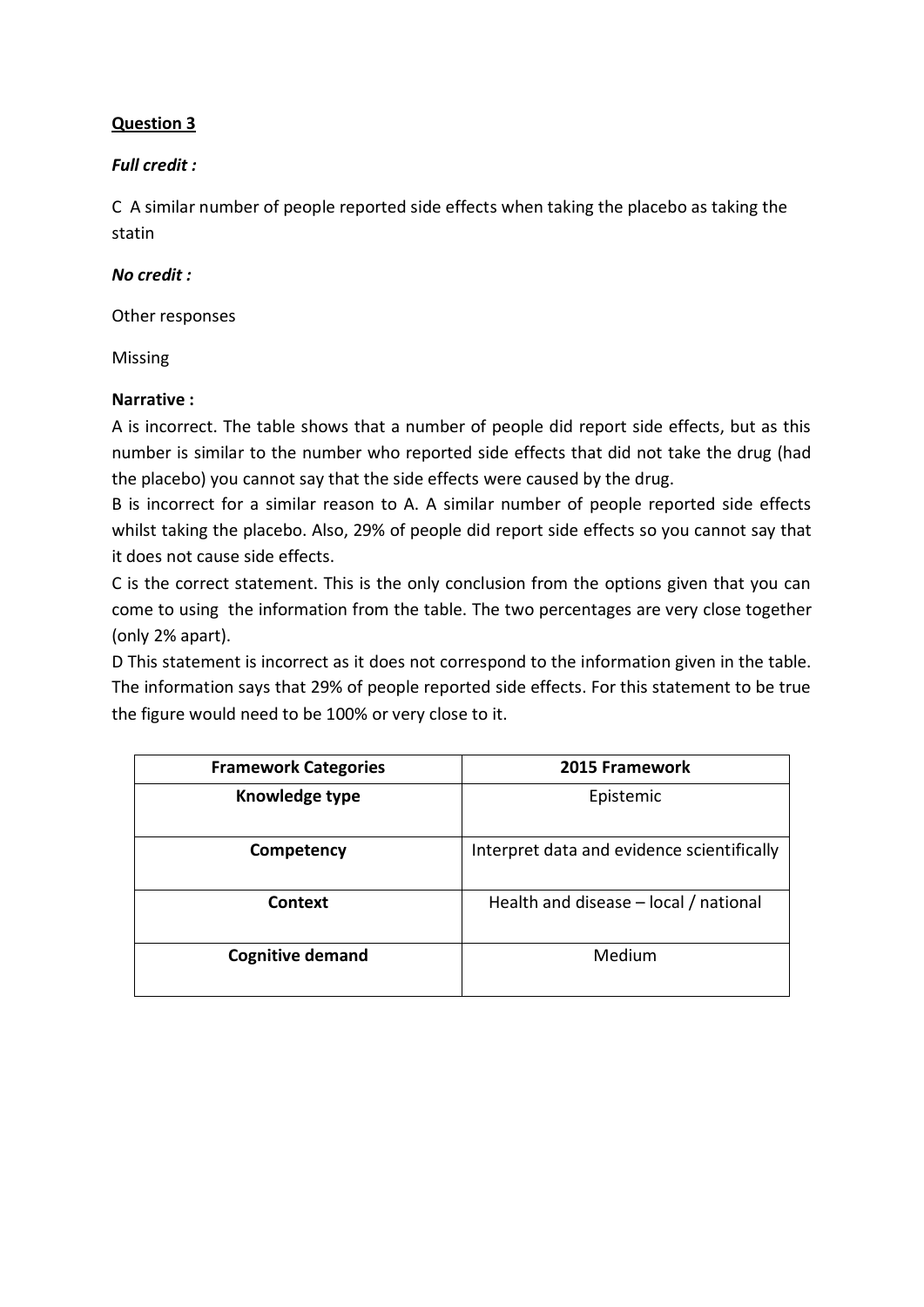**Question 3**

***Full credit :***

C A similar number of people reported side effects when taking the placebo as taking the statin

***No credit :***

Other responses

Missing

**Narrative :**

A is incorrect. The table shows that a number of people did report side effects, but as this number is similar to the number who reported side effects that did not take the drug (had the placebo) you cannot say that the side effects were caused by the drug.

B is incorrect for a similar reason to A. A similar number of people reported side effects whilst taking the placebo. Also, 29% of people did report side effects so you cannot say that it does not cause side effects.

C is the correct statement. This is the only conclusion from the options given that you can come to using the information from the table. The two percentages are very close together (only 2% apart).

D This statement is incorrect as it does not correspond to the information given in the table. The information says that 29% of people reported side effects. For this statement to be true the figure would need to be 100% or very close to it.

| Framework Categories | 2015 Framework |
|---|---|
| **Knowledge type** | Epistemic |
| **Competency** | Interpret data and evidence scientifically |
| **Context** | Health and disease – local / national |
| **Cognitive demand** | Medium |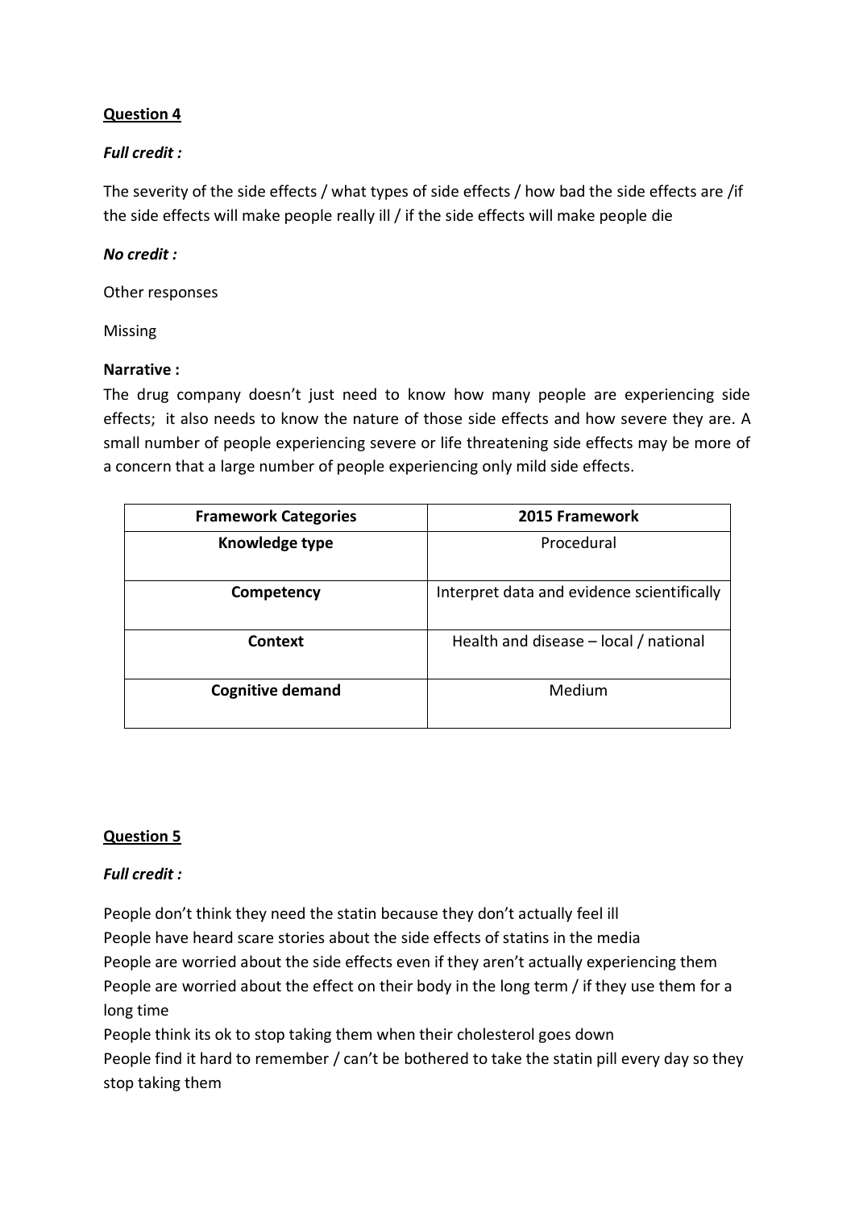**Question 4**

***Full credit :***

The severity of the side effects / what types of side effects / how bad the side effects are /if the side effects will make people really ill / if the side effects will make people die

***No credit :***

Other responses

Missing

**Narrative :**

The drug company doesn't just need to know how many people are experiencing side effects; it also needs to know the nature of those side effects and how severe they are. A small number of people experiencing severe or life threatening side effects may be more of a concern that a large number of people experiencing only mild side effects.

| Framework Categories | 2015 Framework |
|---|---|
| Knowledge type | Procedural |
| Competency | Interpret data and evidence scientifically |
| Context | Health and disease – local / national |
| Cognitive demand | Medium |

**Question 5**

***Full credit :***

People don't think they need the statin because they don't actually feel ill
People have heard scare stories about the side effects of statins in the media
People are worried about the side effects even if they aren't actually experiencing them
People are worried about the effect on their body in the long term / if they use them for a long time
People think its ok to stop taking them when their cholesterol goes down
People find it hard to remember / can't be bothered to take the statin pill every day so they stop taking them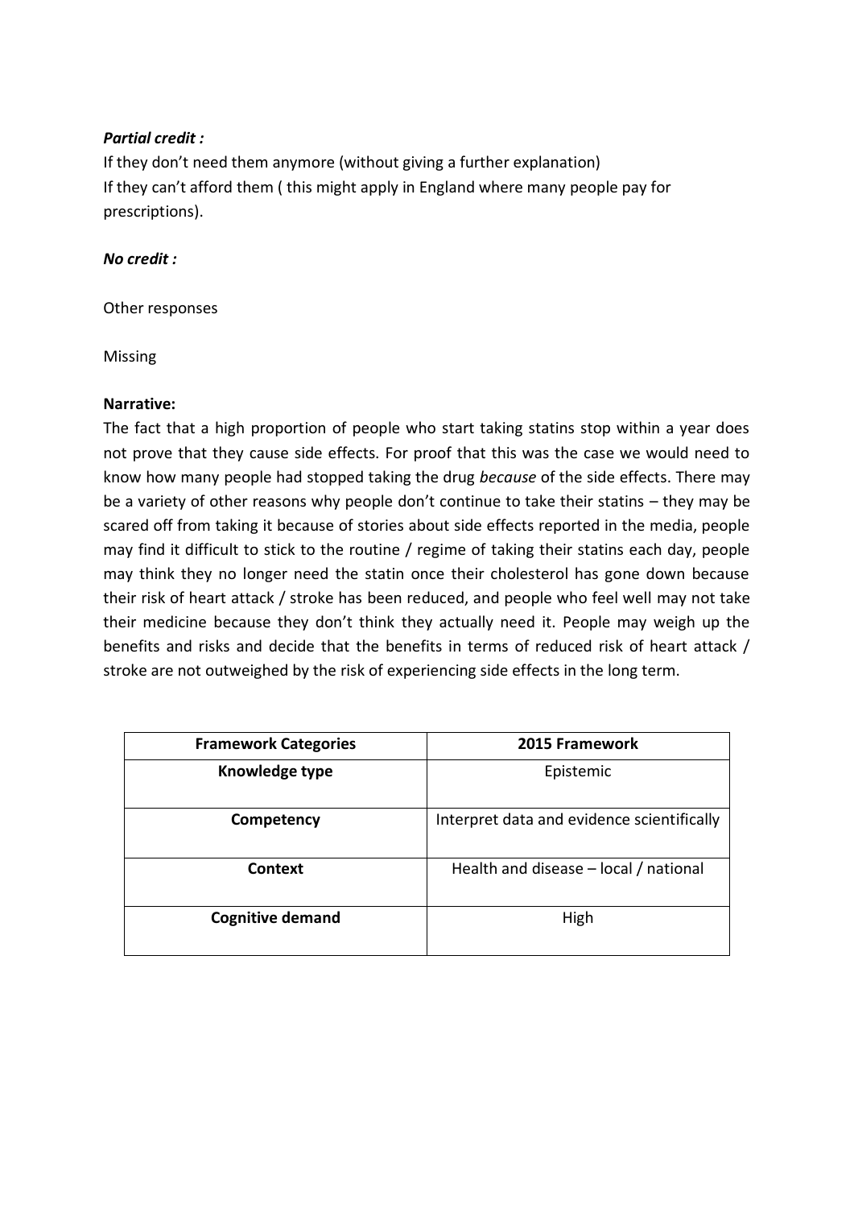***Partial credit :***

If they don't need them anymore (without giving a further explanation)
If they can't afford them ( this might apply in England where many people pay for prescriptions).

***No credit :***

Other responses

Missing

**Narrative:**

The fact that a high proportion of people who start taking statins stop within a year does not prove that they cause side effects. For proof that this was the case we would need to know how many people had stopped taking the drug *because* of the side effects. There may be a variety of other reasons why people don't continue to take their statins – they may be scared off from taking it because of stories about side effects reported in the media, people may find it difficult to stick to the routine / regime of taking their statins each day, people may think they no longer need the statin once their cholesterol has gone down because their risk of heart attack / stroke has been reduced, and people who feel well may not take their medicine because they don't think they actually need it. People may weigh up the benefits and risks and decide that the benefits in terms of reduced risk of heart attack / stroke are not outweighed by the risk of experiencing side effects in the long term.

| Framework Categories | 2015 Framework |
|---|---|
| **Knowledge type** | Epistemic |
| **Competency** | Interpret data and evidence scientifically |
| **Context** | Health and disease – local / national |
| **Cognitive demand** | High |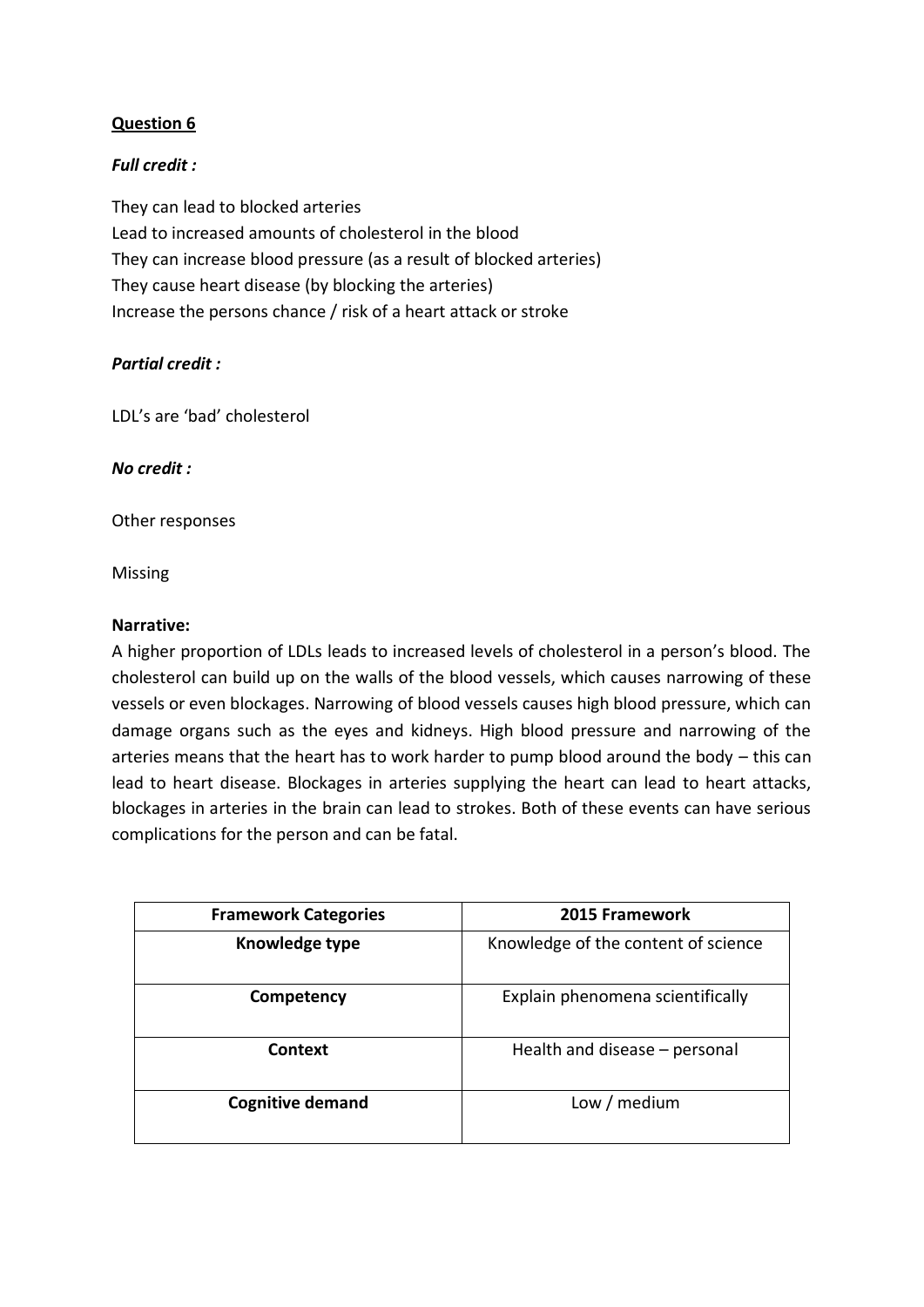**Question 6**

***Full credit :***

They can lead to blocked arteries
Lead to increased amounts of cholesterol in the blood
They can increase blood pressure (as a result of blocked arteries)
They cause heart disease (by blocking the arteries)
Increase the persons chance / risk of a heart attack or stroke

***Partial credit :***

LDL's are 'bad' cholesterol

***No credit :***

Other responses

Missing

**Narrative:**
A higher proportion of LDLs leads to increased levels of cholesterol in a person's blood. The cholesterol can build up on the walls of the blood vessels, which causes narrowing of these vessels or even blockages. Narrowing of blood vessels causes high blood pressure, which can damage organs such as the eyes and kidneys. High blood pressure and narrowing of the arteries means that the heart has to work harder to pump blood around the body – this can lead to heart disease. Blockages in arteries supplying the heart can lead to heart attacks, blockages in arteries in the brain can lead to strokes. Both of these events can have serious complications for the person and can be fatal.

| Framework Categories | 2015 Framework |
|---|---|
| **Knowledge type** | Knowledge of the content of science |
| **Competency** | Explain phenomena scientifically |
| **Context** | Health and disease – personal |
| **Cognitive demand** | Low / medium |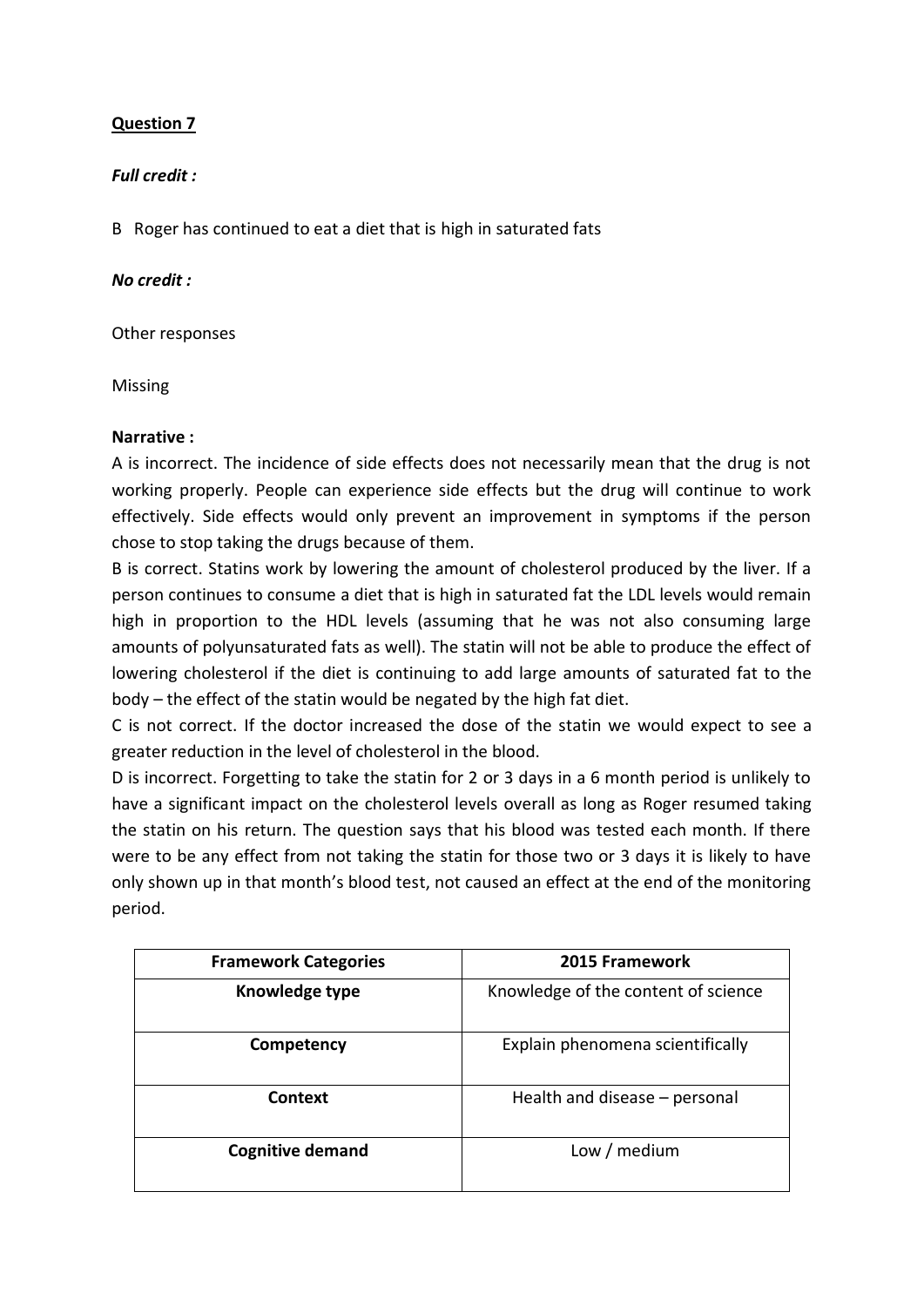**Question 7**

***Full credit :***

B Roger has continued to eat a diet that is high in saturated fats

***No credit :***

Other responses

Missing

**Narrative :**

A is incorrect. The incidence of side effects does not necessarily mean that the drug is not working properly. People can experience side effects but the drug will continue to work effectively. Side effects would only prevent an improvement in symptoms if the person chose to stop taking the drugs because of them.

B is correct. Statins work by lowering the amount of cholesterol produced by the liver. If a person continues to consume a diet that is high in saturated fat the LDL levels would remain high in proportion to the HDL levels (assuming that he was not also consuming large amounts of polyunsaturated fats as well). The statin will not be able to produce the effect of lowering cholesterol if the diet is continuing to add large amounts of saturated fat to the body – the effect of the statin would be negated by the high fat diet.

C is not correct. If the doctor increased the dose of the statin we would expect to see a greater reduction in the level of cholesterol in the blood.

D is incorrect. Forgetting to take the statin for 2 or 3 days in a 6 month period is unlikely to have a significant impact on the cholesterol levels overall as long as Roger resumed taking the statin on his return. The question says that his blood was tested each month. If there were to be any effect from not taking the statin for those two or 3 days it is likely to have only shown up in that month's blood test, not caused an effect at the end of the monitoring period.

| Framework Categories | 2015 Framework |
|---|---|
| **Knowledge type** | Knowledge of the content of science |
| **Competency** | Explain phenomena scientifically |
| **Context** | Health and disease – personal |
| **Cognitive demand** | Low / medium |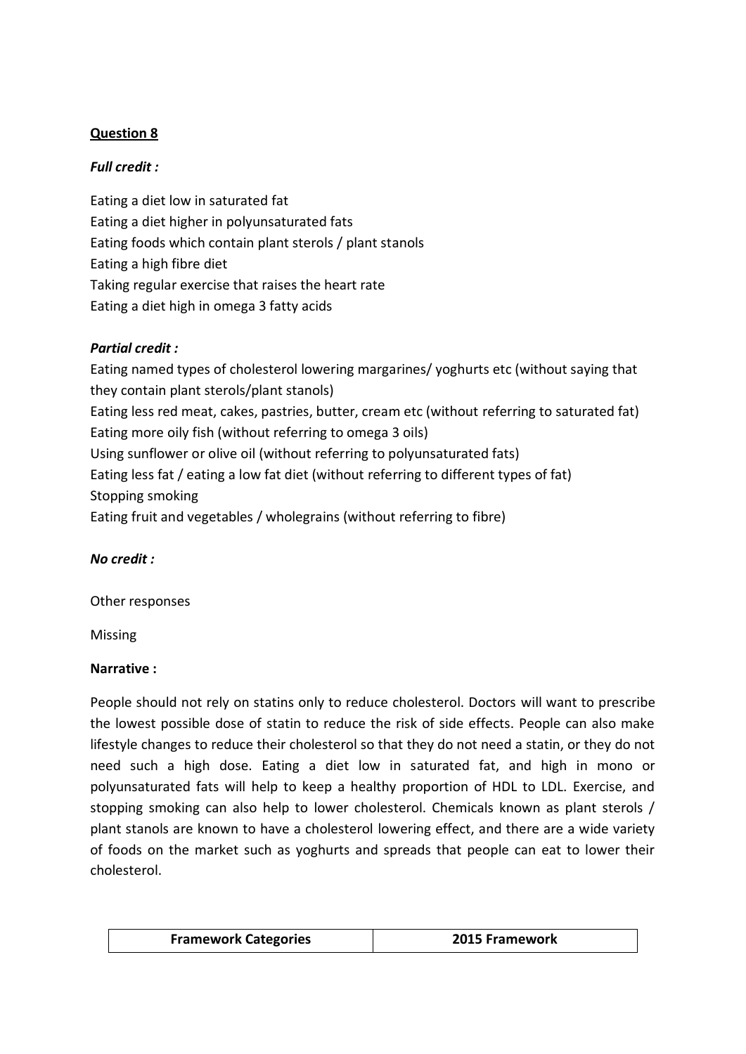**Question 8**

***Full credit :***

Eating a diet low in saturated fat
Eating a diet higher in polyunsaturated fats
Eating foods which contain plant sterols / plant stanols
Eating a high fibre diet
Taking regular exercise that raises the heart rate
Eating a diet high in omega 3 fatty acids

***Partial credit :***

Eating named types of cholesterol lowering margarines/ yoghurts etc (without saying that they contain plant sterols/plant stanols)
Eating less red meat, cakes, pastries, butter, cream etc (without referring to saturated fat)
Eating more oily fish (without referring to omega 3 oils)
Using sunflower or olive oil (without referring to polyunsaturated fats)
Eating less fat / eating a low fat diet (without referring to different types of fat)
Stopping smoking
Eating fruit and vegetables / wholegrains (without referring to fibre)

***No credit :***

Other responses

Missing

**Narrative :**

People should not rely on statins only to reduce cholesterol. Doctors will want to prescribe the lowest possible dose of statin to reduce the risk of side effects. People can also make lifestyle changes to reduce their cholesterol so that they do not need a statin, or they do not need such a high dose. Eating a diet low in saturated fat, and high in mono or polyunsaturated fats will help to keep a healthy proportion of HDL to LDL. Exercise, and stopping smoking can also help to lower cholesterol. Chemicals known as plant sterols / plant stanols are known to have a cholesterol lowering effect, and there are a wide variety of foods on the market such as yoghurts and spreads that people can eat to lower their cholesterol.

| Framework Categories | 2015 Framework |
| --- | --- |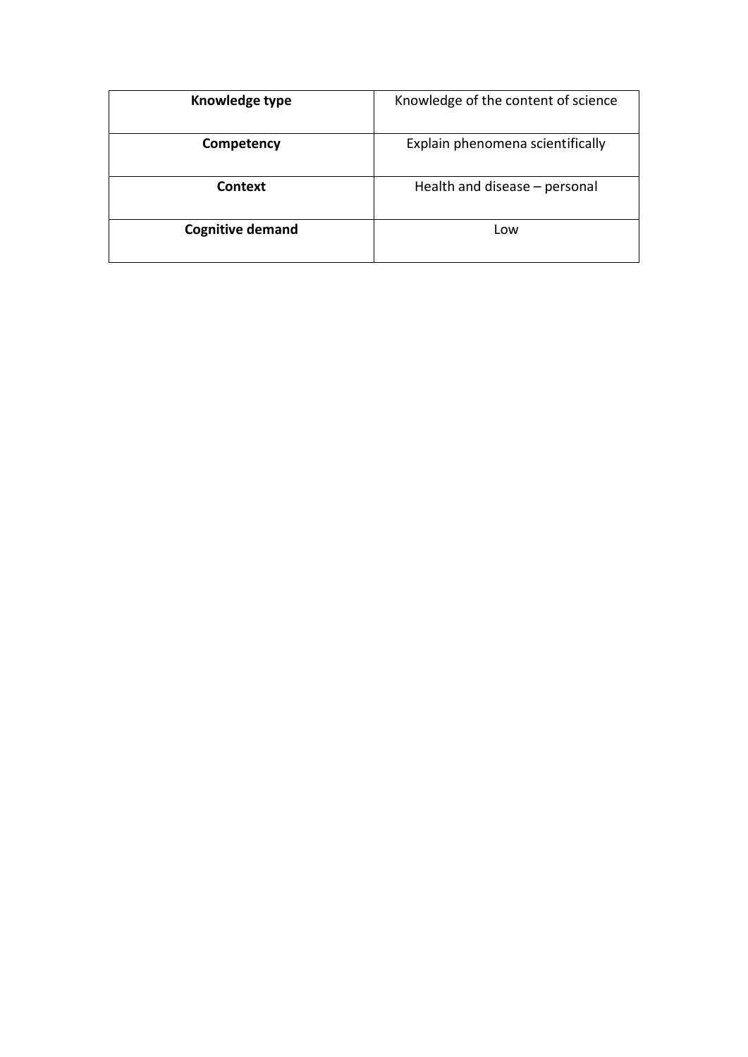| | |
|---|---|
| **Knowledge type** | Knowledge of the content of science |
| **Competency** | Explain phenomena scientifically |
| **Context** | Health and disease – personal |
| **Cognitive demand** | Low |